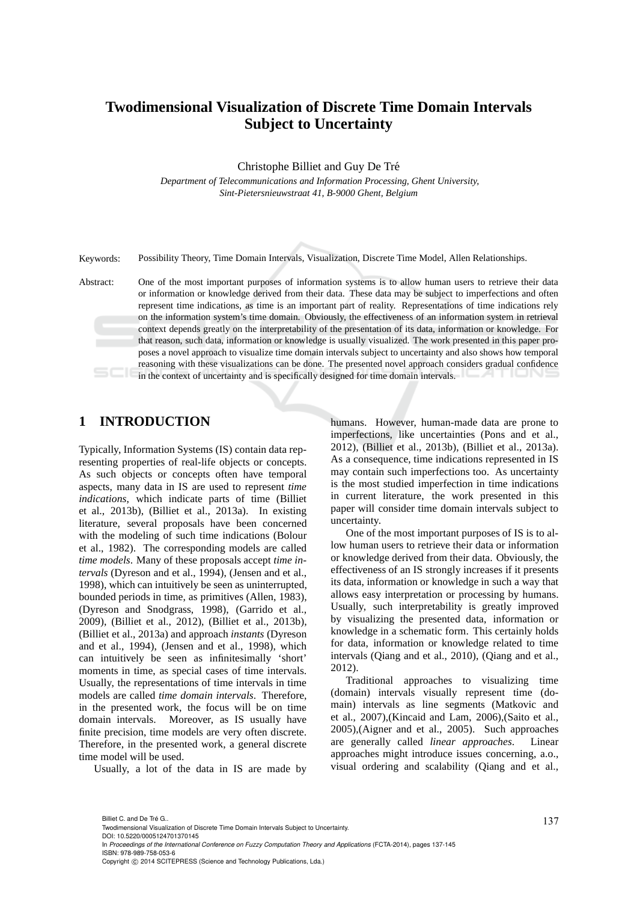# Twodimensional Visualization of Discrete Time Domain Intervals Subject to Uncertainty

Christophe Billiet and Guy De Tré

*Department of Telecommunications and Information Processing, Ghent University, Sint-Pietersnieuwstraat 41, B-9000 Ghent, Belgium*

Keywords: Possibility Theory, Time Domain Intervals, Visualization, Discrete Time Model, Allen Relationships.

Abstract: One of the most important purposes of information systems is to allow human users to retrieve their data or information or knowledge derived from their data. These data may be subject to imperfections and often represent time indications, as time is an important part of reality. Representations of time indications rely on the information system's time domain. Obviously, the effectiveness of an information system in retrieval context depends greatly on the interpretability of the presentation of its data, information or knowledge. For that reason, such data, information or knowledge is usually visualized. The work presented in this paper proposes a novel approach to visualize time domain intervals subject to uncertainty and also shows how temporal reasoning with these visualizations can be done. The presented novel approach considers gradual confidence in the context of uncertainty and is specifically designed for time domain intervals.

## 1 INTRODUCTION

Typically, Information Systems (IS) contain data representing properties of real-life objects or concepts. As such objects or concepts often have temporal aspects, many data in IS are used to represent *time indications*, which indicate parts of time (Billiet et al., 2013b), (Billiet et al., 2013a). In existing literature, several proposals have been concerned with the modeling of such time indications (Bolour et al., 1982). The corresponding models are called *time models*. Many of these proposals accept *time intervals* (Dyreson and et al., 1994), (Jensen and et al., 1998), which can intuitively be seen as uninterrupted, bounded periods in time, as primitives (Allen, 1983), (Dyreson and Snodgrass, 1998), (Garrido et al., 2009), (Billiet et al., 2012), (Billiet et al., 2013b), (Billiet et al., 2013a) and approach *instants* (Dyreson and et al., 1994), (Jensen and et al., 1998), which can intuitively be seen as infinitesimally 'short' moments in time, as special cases of time intervals. Usually, the representations of time intervals in time models are called *time domain intervals*. Therefore, in the presented work, the focus will be on time domain intervals. Moreover, as IS usually have finite precision, time models are very often discrete. Therefore, in the presented work, a general discrete time model will be used.

Usually, a lot of the data in IS are made by humans. However, human-made data are prone to imperfections, like uncertainties (Pons and et al., 2012), (Billiet et al., 2013b), (Billiet et al., 2013a). As a consequence, time indications represented in IS may contain such imperfections too. As uncertainty is the most studied imperfection in time indications in current literature, the work presented in this paper will consider time domain intervals subject to uncertainty.

One of the most important purposes of IS is to allow human users to retrieve their data or information or knowledge derived from their data. Obviously, the effectiveness of an IS strongly increases if it presents its data, information or knowledge in such a way that allows easy interpretation or processing by humans. Usually, such interpretability is greatly improved by visualizing the presented data, information or knowledge in a schematic form. This certainly holds for data, information or knowledge related to time intervals (Qiang and et al., 2010), (Qiang and et al., 2012).

Traditional approaches to visualizing time (domain) intervals visually represent time (domain) intervals as line segments (Matkovic and et al., 2007),(Kincaid and Lam, 2006),(Saito et al., 2005),(Aigner and et al., 2005). Such approaches are generally called *linear approaches*. Linear approaches might introduce issues concerning, a.o., visual ordering and scalability (Qiang and et al.,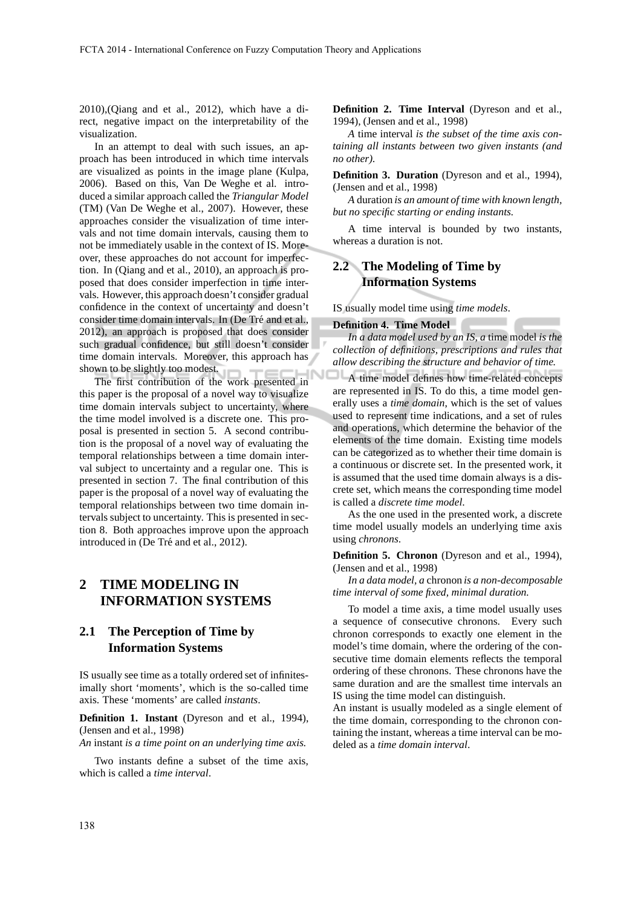2010),(Qiang and et al., 2012), which have a direct, negative impact on the interpretability of the visualization.

In an attempt to deal with such issues, an approach has been introduced in which time intervals are visualized as points in the image plane (Kulpa, 2006). Based on this, Van De Weghe et al. introduced a similar approach called the *Triangular Model* (TM) (Van De Weghe et al., 2007). However, these approaches consider the visualization of time intervals and not time domain intervals, causing them to not be immediately usable in the context of IS. Moreover, these approaches do not account for imperfection. In (Qiang and et al., 2010), an approach is proposed that does consider imperfection in time intervals. However, this approach doesn't consider gradual confidence in the context of uncertainty and doesn't consider time domain intervals. In (De Tré and et al., 2012), an approach is proposed that does consider such gradual confidence, but still doesn't consider time domain intervals. Moreover, this approach has shown to be slightly too modest.

The first contribution of the work presented in this paper is the proposal of a novel way to visualize time domain intervals subject to uncertainty, where the time model involved is a discrete one. This proposal is presented in section 5. A second contribution is the proposal of a novel way of evaluating the temporal relationships between a time domain interval subject to uncertainty and a regular one. This is presented in section 7. The final contribution of this paper is the proposal of a novel way of evaluating the temporal relationships between two time domain intervals subject to uncertainty. This is presented in section 8. Both approaches improve upon the approach introduced in (De Tré and et al., 2012).

# 2 TIME MODELING IN INFORMATION SYSTEMS

## 2.1 The Perception of Time by Information Systems

IS usually see time as a totally ordered set of infinitesimally short 'moments', which is the so-called time axis. These 'moments' are called *instants*.

**Definition 1. Instant** (Dyreson and et al., 1994), (Jensen and et al., 1998)
*An* instant *is a time point on an underlying time axis.*

Two instants define a subset of the time axis, which is called a *time interval*.

**Definition 2. Time Interval** (Dyreson and et al., 1994), (Jensen and et al., 1998)

*A* time interval *is the subset of the time axis containing all instants between two given instants (and no other).*

**Definition 3. Duration** (Dyreson and et al., 1994), (Jensen and et al., 1998)

*A* duration *is an amount of time with known length, but no specific starting or ending instants.*

A time interval is bounded by two instants, whereas a duration is not.

## 2.2 The Modeling of Time by Information Systems

IS usually model time using *time models*.

**Definition 4. Time Model**

*In a data model used by an IS, a* time model *is the collection of definitions, prescriptions and rules that allow describing the structure and behavior of time.*

A time model defines how time-related concepts are represented in IS. To do this, a time model generally uses a *time domain*, which is the set of values used to represent time indications, and a set of rules and operations, which determine the behavior of the elements of the time domain. Existing time models can be categorized as to whether their time domain is a continuous or discrete set. In the presented work, it is assumed that the used time domain always is a discrete set, which means the corresponding time model is called a *discrete time model*.

As the one used in the presented work, a discrete time model usually models an underlying time axis using *chronons*.

**Definition 5. Chronon** (Dyreson and et al., 1994), (Jensen and et al., 1998)

*In a data model, a* chronon *is a non-decomposable time interval of some fixed, minimal duration.*

To model a time axis, a time model usually uses a sequence of consecutive chronons. Every such chronon corresponds to exactly one element in the model's time domain, where the ordering of the consecutive time domain elements reflects the temporal ordering of these chronons. These chronons have the same duration and are the smallest time intervals an IS using the time model can distinguish.

An instant is usually modeled as a single element of the time domain, corresponding to the chronon containing the instant, whereas a time interval can be modeled as a *time domain interval*.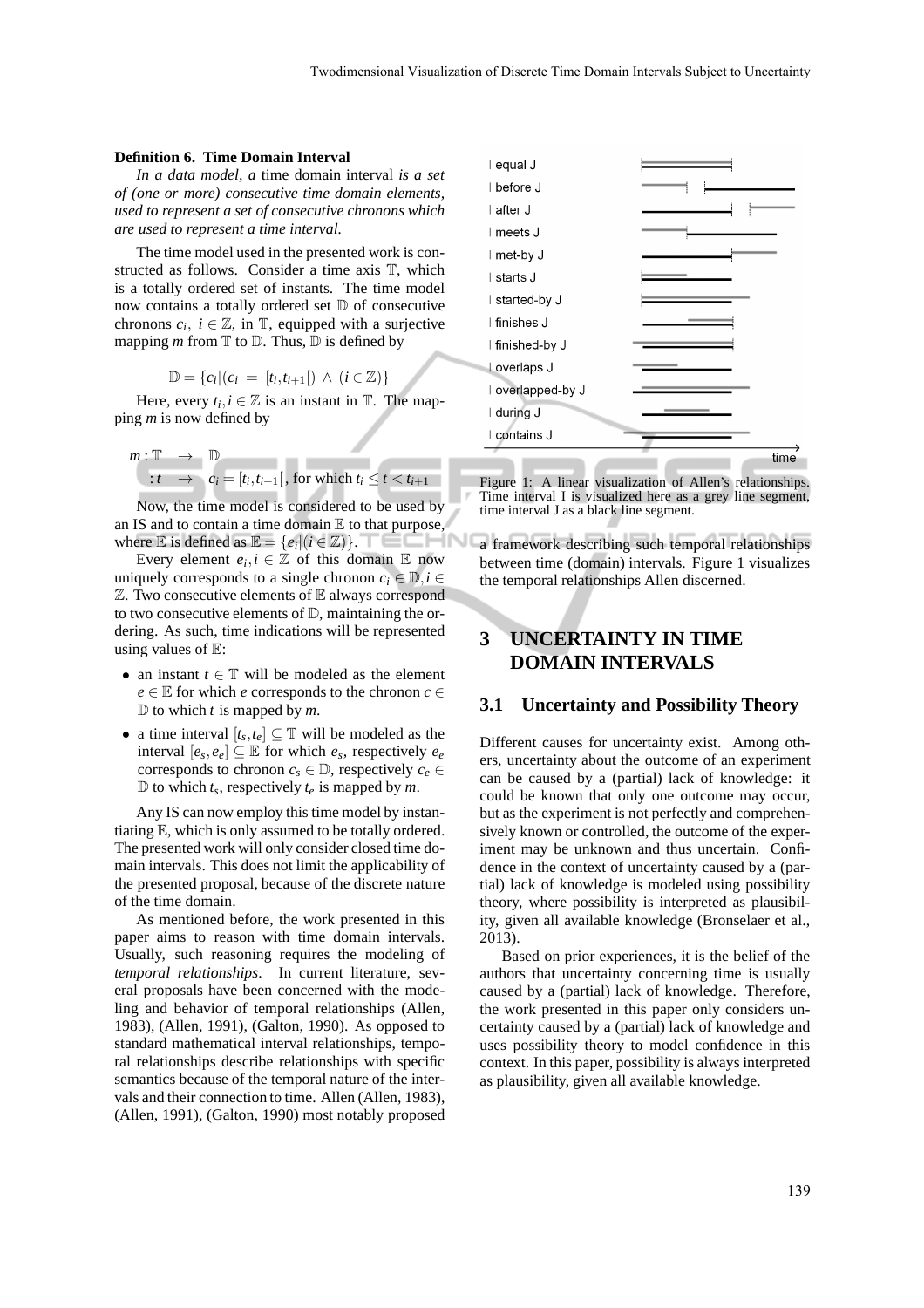**Definition 6. Time Domain Interval**

*In a data model, a* time domain interval *is a set of (one or more) consecutive time domain elements, used to represent a set of consecutive chronons which are used to represent a time interval.*

The time model used in the presented work is constructed as follows. Consider a time axis $\mathbb{T}$, which is a totally ordered set of instants. The time model now contains a totally ordered set $\mathbb{D}$ of consecutive chronons $c_i,\ i \in \mathbb{Z}$, in $\mathbb{T}$, equipped with a surjective mapping $m$ from $\mathbb{T}$ to $\mathbb{D}$. Thus, $\mathbb{D}$ is defined by

$$\mathbb{D} = \{c_i | (c_i \ = \ [t_i, t_{i+1}[) \ \wedge \ (i \in \mathbb{Z})\}$$

Here, every $t_i, i \in \mathbb{Z}$ is an instant in $\mathbb{T}$. The mapping $m$ is now defined by

$$\begin{aligned} m : \mathbb{T} &\rightarrow \mathbb{D} \\ : t &\rightarrow c_i = [t_i, t_{i+1}[\text{, for which } t_i \leq t < t_{i+1} \end{aligned}$$

Now, the time model is considered to be used by an IS and to contain a time domain $\mathbb{E}$ to that purpose, where $\mathbb{E}$ is defined as $\mathbb{E} = \{e_i | (i \in \mathbb{Z})\}$.

Every element $e_i, i \in \mathbb{Z}$ of this domain $\mathbb{E}$ now uniquely corresponds to a single chronon $c_i \in \mathbb{D}, i \in \mathbb{Z}$. Two consecutive elements of $\mathbb{E}$ always correspond to two consecutive elements of $\mathbb{D}$, maintaining the ordering. As such, time indications will be represented using values of $\mathbb{E}$:

- an instant $t \in \mathbb{T}$ will be modeled as the element $e \in \mathbb{E}$ for which $e$ corresponds to the chronon $c \in \mathbb{D}$ to which $t$ is mapped by $m$.
- a time interval $[t_s, t_e] \subseteq \mathbb{T}$ will be modeled as the interval $[e_s, e_e] \subseteq \mathbb{E}$ for which $e_s$, respectively $e_e$ corresponds to chronon $c_s \in \mathbb{D}$, respectively $c_e \in \mathbb{D}$ to which $t_s$, respectively $t_e$ is mapped by $m$.

Any IS can now employ this time model by instantiating $\mathbb{E}$, which is only assumed to be totally ordered. The presented work will only consider closed time domain intervals. This does not limit the applicability of the presented proposal, because of the discrete nature of the time domain.

As mentioned before, the work presented in this paper aims to reason with time domain intervals. Usually, such reasoning requires the modeling of *temporal relationships*. In current literature, several proposals have been concerned with the modeling and behavior of temporal relationships (Allen, 1983), (Allen, 1991), (Galton, 1990). As opposed to standard mathematical interval relationships, temporal relationships describe relationships with specific semantics because of the temporal nature of the intervals and their connection to time. Allen (Allen, 1983), (Allen, 1991), (Galton, 1990) most notably proposed a framework describing such temporal relationships between time (domain) intervals. Figure 1 visualizes the temporal relationships Allen discerned.

Figure 1: A linear visualization of Allen's relationships. Time interval I is visualized here as a grey line segment, time interval J as a black line segment.

## 3 UNCERTAINTY IN TIME DOMAIN INTERVALS

### 3.1 Uncertainty and Possibility Theory

Different causes for uncertainty exist. Among others, uncertainty about the outcome of an experiment can be caused by a (partial) lack of knowledge: it could be known that only one outcome may occur, but as the experiment is not perfectly and comprehensively known or controlled, the outcome of the experiment may be unknown and thus uncertain. Confidence in the context of uncertainty caused by a (partial) lack of knowledge is modeled using possibility theory, where possibility is interpreted as plausibility, given all available knowledge (Bronselaer et al., 2013).

Based on prior experiences, it is the belief of the authors that uncertainty concerning time is usually caused by a (partial) lack of knowledge. Therefore, the work presented in this paper only considers uncertainty caused by a (partial) lack of knowledge and uses possibility theory to model confidence in this context. In this paper, possibility is always interpreted as plausibility, given all available knowledge.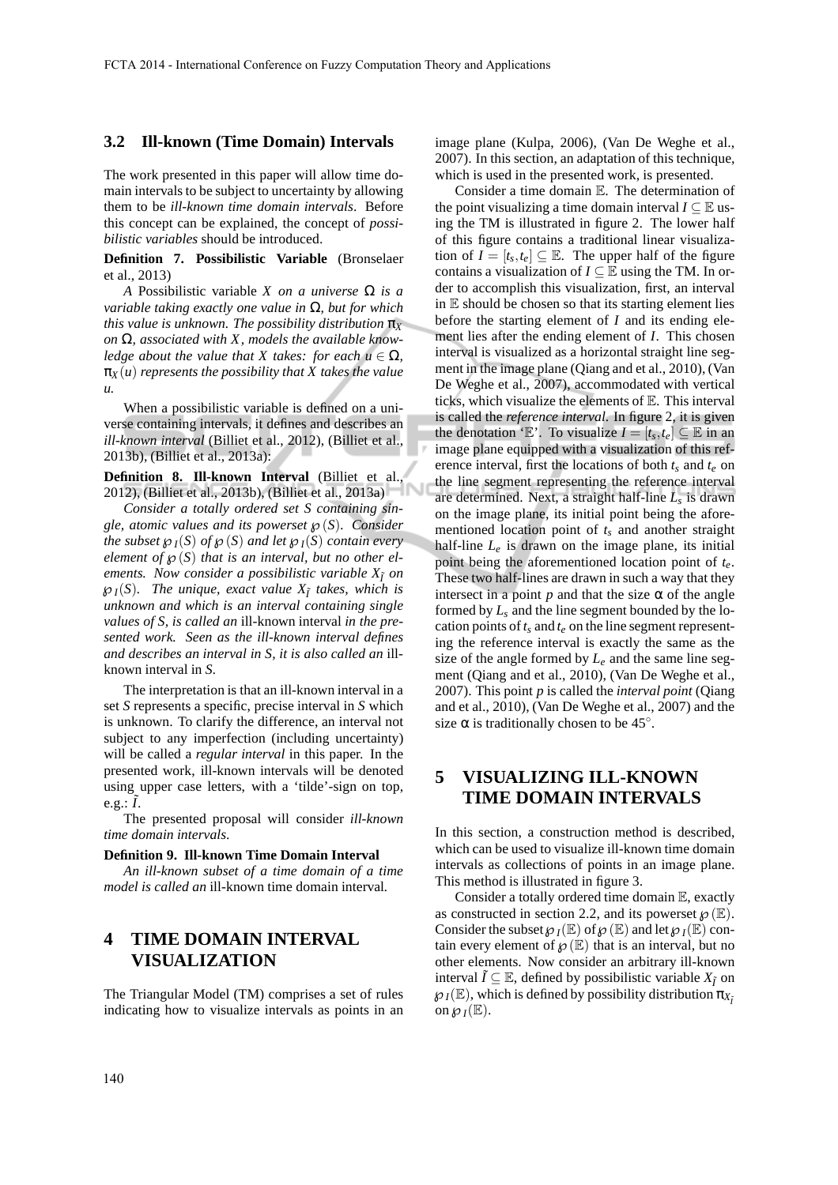### 3.2 Ill-known (Time Domain) Intervals

The work presented in this paper will allow time domain intervals to be subject to uncertainty by allowing them to be *ill-known time domain intervals*. Before this concept can be explained, the concept of *possibilistic variables* should be introduced.

**Definition 7. Possibilistic Variable** (Bronselaer et al., 2013)

*A* Possibilistic variable $X$ *on a universe* $\Omega$ *is a variable taking exactly one value in* $\Omega$*, but for which this value is unknown. The possibility distribution* $\pi_X$ *on* $\Omega$*, associated with* $X$*, models the available knowledge about the value that* $X$ *takes: for each* $u \in \Omega$*,* $\pi_X(u)$ *represents the possibility that* $X$ *takes the value* $u$*.*

When a possibilistic variable is defined on a universe containing intervals, it defines and describes an *ill-known interval* (Billiet et al., 2012), (Billiet et al., 2013b), (Billiet et al., 2013a):

**Definition 8. Ill-known Interval** (Billiet et al., 2012), (Billiet et al., 2013b), (Billiet et al., 2013a)

*Consider a totally ordered set* $S$ *containing single, atomic values and its powerset* $\wp(S)$*. Consider the subset* $\wp_I(S)$ *of* $\wp(S)$ *and let* $\wp_I(S)$ *contain every element of* $\wp(S)$ *that is an interval, but no other elements. Now consider a possibilistic variable* $X_{\tilde{I}}$ *on* $\wp_I(S)$*. The unique, exact value* $X_{\tilde{I}}$ *takes, which is unknown and which is an interval containing single values of* $S$*, is called an* ill-known interval *in the presented work. Seen as the ill-known interval defines and describes an interval in* $S$*, it is also called an* ill-known interval in $S$.

The interpretation is that an ill-known interval in a set $S$ represents a specific, precise interval in $S$ which is unknown. To clarify the difference, an interval not subject to any imperfection (including uncertainty) will be called a *regular interval* in this paper. In the presented work, ill-known intervals will be denoted using upper case letters, with a 'tilde'-sign on top, e.g.: $\tilde{I}$.

The presented proposal will consider *ill-known time domain intervals*.

**Definition 9. Ill-known Time Domain Interval**

*An ill-known subset of a time domain of a time model is called an* ill-known time domain interval*.*

## 4 TIME DOMAIN INTERVAL VISUALIZATION

The Triangular Model (TM) comprises a set of rules indicating how to visualize intervals as points in an image plane (Kulpa, 2006), (Van De Weghe et al., 2007). In this section, an adaptation of this technique, which is used in the presented work, is presented.

Consider a time domain $\mathbb{E}$. The determination of the point visualizing a time domain interval $I \subseteq \mathbb{E}$ using the TM is illustrated in figure 2. The lower half of this figure contains a traditional linear visualization of $I = [t_s, t_e] \subseteq \mathbb{E}$. The upper half of the figure contains a visualization of $I \subseteq \mathbb{E}$ using the TM. In order to accomplish this visualization, first, an interval in $\mathbb{E}$ should be chosen so that its starting element lies before the starting element of $I$ and its ending element lies after the ending element of $I$. This chosen interval is visualized as a horizontal straight line segment in the image plane (Qiang and et al., 2010), (Van De Weghe et al., 2007), accommodated with vertical ticks, which visualize the elements of $\mathbb{E}$. This interval is called the *reference interval*. In figure 2, it is given the denotation '$\mathbb{E}$'. To visualize $I = [t_s, t_e] \subseteq \mathbb{E}$ in an image plane equipped with a visualization of this reference interval, first the locations of both $t_s$ and $t_e$ on the line segment representing the reference interval are determined. Next, a straight half-line $L_s$ is drawn on the image plane, its initial point being the aforementioned location point of $t_s$ and another straight half-line $L_e$ is drawn on the image plane, its initial point being the aforementioned location point of $t_e$. These two half-lines are drawn in such a way that they intersect in a point $p$ and that the size $\alpha$ of the angle formed by $L_s$ and the line segment bounded by the location points of $t_s$ and $t_e$ on the line segment representing the reference interval is exactly the same as the size of the angle formed by $L_e$ and the same line segment (Qiang and et al., 2010), (Van De Weghe et al., 2007). This point $p$ is called the *interval point* (Qiang and et al., 2010), (Van De Weghe et al., 2007) and the size $\alpha$ is traditionally chosen to be $45^\circ$.

## 5 VISUALIZING ILL-KNOWN TIME DOMAIN INTERVALS

In this section, a construction method is described, which can be used to visualize ill-known time domain intervals as collections of points in an image plane. This method is illustrated in figure 3.

Consider a totally ordered time domain $\mathbb{E}$, exactly as constructed in section 2.2, and its powerset $\wp(\mathbb{E})$. Consider the subset $\wp_I(\mathbb{E})$ of $\wp(\mathbb{E})$ and let $\wp_I(\mathbb{E})$ contain every element of $\wp(\mathbb{E})$ that is an interval, but no other elements. Now consider an arbitrary ill-known interval $\tilde{I} \subseteq \mathbb{E}$, defined by possibilistic variable $X_{\tilde{I}}$ on $\wp_I(\mathbb{E})$, which is defined by possibility distribution $\pi_{X_{\tilde{I}}}$ on $\wp_I(\mathbb{E})$.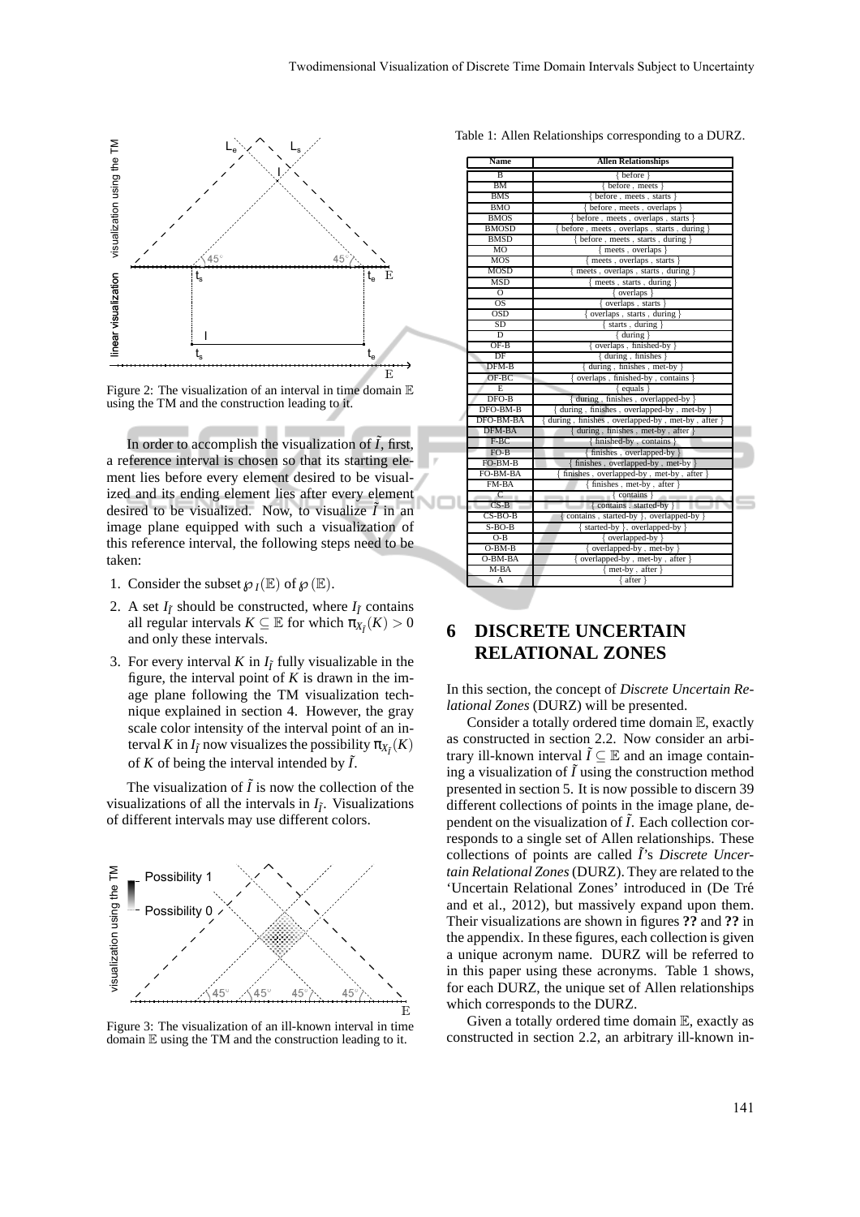Figure 2: The visualization of an interval in time domain $\mathbb{E}$ using the TM and the construction leading to it.

In order to accomplish the visualization of $\tilde{I}$, first, a reference interval is chosen so that its starting element lies before every element desired to be visualized and its ending element lies after every element desired to be visualized. Now, to visualize $\tilde{I}$ in an image plane equipped with such a visualization of this reference interval, the following steps need to be taken:

1. Consider the subset $\wp_I(\mathbb{E})$ of $\wp(\mathbb{E})$.
2. A set $I_{\tilde{I}}$ should be constructed, where $I_{\tilde{I}}$ contains all regular intervals $K \subseteq \mathbb{E}$ for which $\pi_{X_{\tilde{I}}}(K) > 0$ and only these intervals.
3. For every interval $K$ in $I_{\tilde{I}}$ fully visualizable in the figure, the interval point of $K$ is drawn in the image plane following the TM visualization technique explained in section 4. However, the gray scale color intensity of the interval point of an interval $K$ in $I_{\tilde{I}}$ now visualizes the possibility $\pi_{X_{\tilde{I}}}(K)$ of $K$ of being the interval intended by $\tilde{I}$.

The visualization of $\tilde{I}$ is now the collection of the visualizations of all the intervals in $I_{\tilde{I}}$. Visualizations of different intervals may use different colors.

Figure 3: The visualization of an ill-known interval in time domain $\mathbb{E}$ using the TM and the construction leading to it.

Table 1: Allen Relationships corresponding to a DURZ.

| Name | Allen Relationships |
|---|---|
| B | { before } |
| BM | { before , meets } |
| BMS | { before , meets , starts } |
| BMO | { before , meets , overlaps } |
| BMOS | { before , meets , overlaps , starts } |
| BMOSD | { before , meets , overlaps , starts , during } |
| BMSD | { before , meets , starts , during } |
| MO | { meets , overlaps } |
| MOS | { meets , overlaps , starts } |
| MOSD | { meets , overlaps , starts , during } |
| MSD | { meets , starts , during } |
| O | { overlaps } |
| OS | { overlaps , starts } |
| OSD | { overlaps , starts , during } |
| SD | { starts , during } |
| D | { during } |
| OF-B | { overlaps , finished-by } |
| DF | { during , finishes } |
| DFM-B | { during , finishes , met-by } |
| OF-BC | { overlaps , finished-by , contains } |
| E | { equals } |
| DFO-B | { during , finishes , overlapped-by } |
| DFO-BM-B | { during , finishes , overlapped-by , met-by } |
| DFO-BM-BA | { during , finishes , overlapped-by , met-by , after } |
| DFM-BA | { during , finishes , met-by , after } |
| F-BC | { finished-by , contains } |
| FO-B | { finishes , overlapped-by } |
| FO-BM-B | { finishes , overlapped-by , met-by } |
| FO-BM-BA | { finishes , overlapped-by , met-by , after } |
| FM-BA | { finishes , met-by , after } |
| C | { contains } |
| CS-B | { contains , started-by } |
| CS-BO-B | { contains , started-by }, overlapped-by } |
| S-BO-B | { started-by }, overlapped-by } |
| O-B | { overlapped-by } |
| O-BM-B | { overlapped-by , met-by } |
| O-BM-BA | { overlapped-by , met-by , after } |
| M-BA | { met-by , after } |
| A | { after } |

## 6 DISCRETE UNCERTAIN RELATIONAL ZONES

In this section, the concept of *Discrete Uncertain Relational Zones* (DURZ) will be presented.

Consider a totally ordered time domain $\mathbb{E}$, exactly as constructed in section 2.2. Now consider an arbitrary ill-known interval $\tilde{I} \subseteq \mathbb{E}$ and an image containing a visualization of $\tilde{I}$ using the construction method presented in section 5. It is now possible to discern 39 different collections of points in the image plane, dependent on the visualization of $\tilde{I}$. Each collection corresponds to a single set of Allen relationships. These collections of points are called $\tilde{I}$'s *Discrete Uncertain Relational Zones* (DURZ). They are related to the 'Uncertain Relational Zones' introduced in (De Tré and et al., 2012), but massively expand upon them. Their visualizations are shown in figures **??** and **??** in the appendix. In these figures, each collection is given a unique acronym name. DURZ will be referred to in this paper using these acronyms. Table 1 shows, for each DURZ, the unique set of Allen relationships which corresponds to the DURZ.

Given a totally ordered time domain $\mathbb{E}$, exactly as constructed in section 2.2, an arbitrary ill-known in-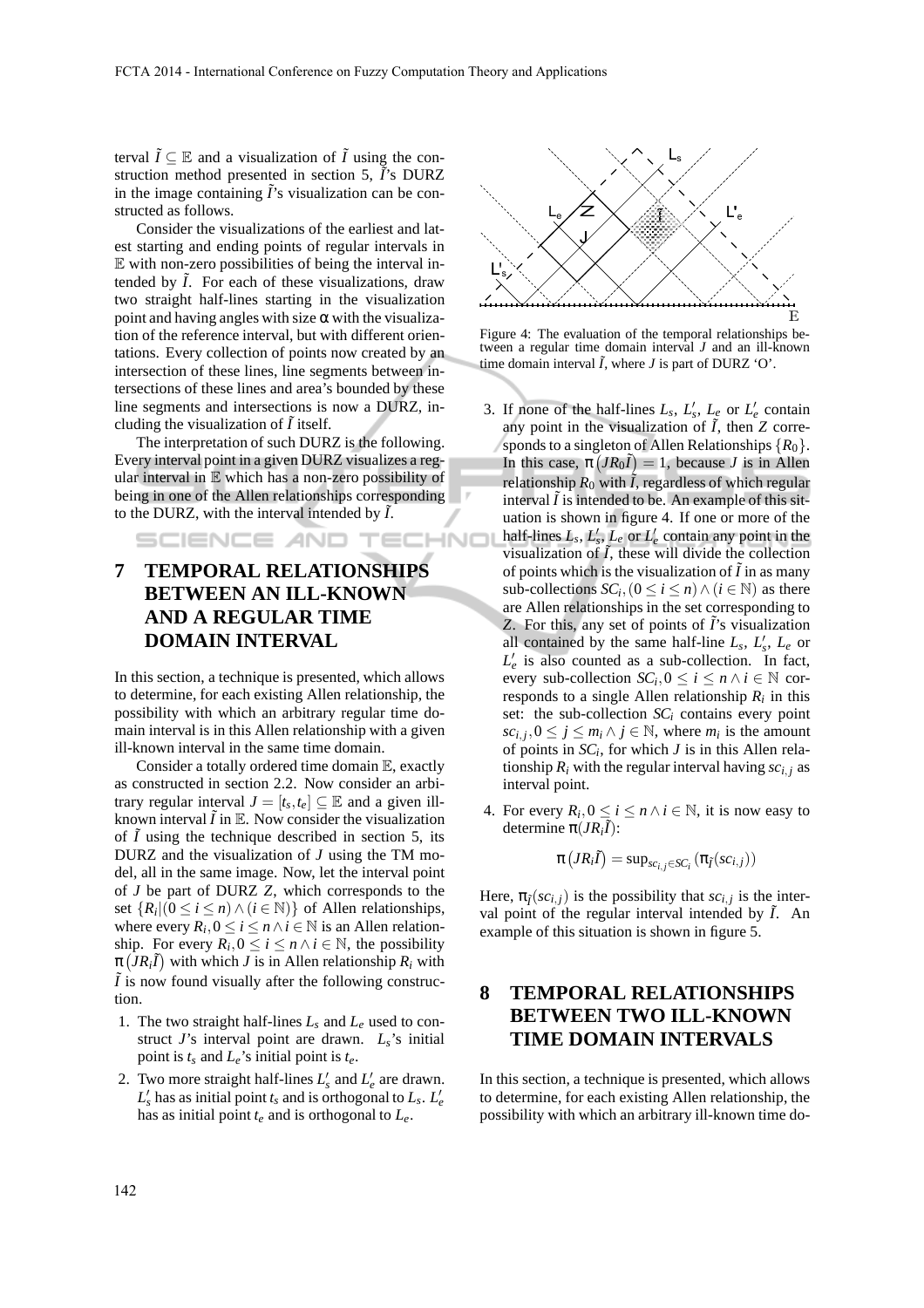terval $\tilde{I} \subseteq \mathbb{E}$ and a visualization of $\tilde{I}$ using the construction method presented in section 5, $\tilde{I}$'s DURZ in the image containing $\tilde{I}$'s visualization can be constructed as follows.

Consider the visualizations of the earliest and latest starting and ending points of regular intervals in $\mathbb{E}$ with non-zero possibilities of being the interval intended by $\tilde{I}$. For each of these visualizations, draw two straight half-lines starting in the visualization point and having angles with size $\alpha$ with the visualization of the reference interval, but with different orientations. Every collection of points now created by an intersection of these lines, line segments between intersections of these lines and area's bounded by these line segments and intersections is now a DURZ, including the visualization of $\tilde{I}$ itself.

The interpretation of such DURZ is the following. Every interval point in a given DURZ visualizes a regular interval in $\mathbb{E}$ which has a non-zero possibility of being in one of the Allen relationships corresponding to the DURZ, with the interval intended by $\tilde{I}$.

## 7 TEMPORAL RELATIONSHIPS BETWEEN AN ILL-KNOWN AND A REGULAR TIME DOMAIN INTERVAL

In this section, a technique is presented, which allows to determine, for each existing Allen relationship, the possibility with which an arbitrary regular time domain interval is in this Allen relationship with a given ill-known interval in the same time domain.

Consider a totally ordered time domain $\mathbb{E}$, exactly as constructed in section 2.2. Now consider an arbitrary regular interval $J = [t_s, t_e] \subseteq \mathbb{E}$ and a given ill-known interval $\tilde{I}$ in $\mathbb{E}$. Now consider the visualization of $\tilde{I}$ using the technique described in section 5, its DURZ and the visualization of $J$ using the TM model, all in the same image. Now, let the interval point of $J$ be part of DURZ $Z$, which corresponds to the set $\{R_i | (0 \leq i \leq n) \wedge (i \in \mathbb{N})\}$ of Allen relationships, where every $R_i, 0 \leq i \leq n \wedge i \in \mathbb{N}$ is an Allen relationship. For every $R_i, 0 \leq i \leq n \wedge i \in \mathbb{N}$, the possibility $\pi\left(JR_i\tilde{I}\right)$ with which $J$ is in Allen relationship $R_i$ with $\tilde{I}$ is now found visually after the following construction.

1. The two straight half-lines $L_s$ and $L_e$ used to construct $J$'s interval point are drawn. $L_s$'s initial point is $t_s$ and $L_e$'s initial point is $t_e$.
2. Two more straight half-lines $L'_s$ and $L'_e$ are drawn. $L'_s$ has as initial point $t_s$ and is orthogonal to $L_s$. $L'_e$ has as initial point $t_e$ and is orthogonal to $L_e$.

Figure 4: The evaluation of the temporal relationships between a regular time domain interval $J$ and an ill-known time domain interval $\tilde{I}$, where $J$ is part of DURZ 'O'.

3. If none of the half-lines $L_s$, $L'_s$, $L_e$ or $L'_e$ contain any point in the visualization of $\tilde{I}$, then $Z$ corresponds to a singleton of Allen Relationships $\{R_0\}$. In this case, $\pi\left(JR_0\tilde{I}\right) = 1$, because $J$ is in Allen relationship $R_0$ with $\tilde{I}$, regardless of which regular interval $\tilde{I}$ is intended to be. An example of this situation is shown in figure 4. If one or more of the half-lines $L_s$, $L'_s$, $L_e$ or $L'_e$ contain any point in the visualization of $\tilde{I}$, these will divide the collection of points which is the visualization of $\tilde{I}$ in as many sub-collections $SC_i, (0 \leq i \leq n) \wedge (i \in \mathbb{N})$ as there are Allen relationships in the set corresponding to $Z$. For this, any set of points of $\tilde{I}$'s visualization all contained by the same half-line $L_s$, $L'_s$, $L_e$ or $L'_e$ is also counted as a sub-collection. In fact, every sub-collection $SC_i, 0 \leq i \leq n \wedge i \in \mathbb{N}$ corresponds to a single Allen relationship $R_i$ in this set: the sub-collection $SC_i$ contains every point $sc_{i,j}, 0 \leq j \leq m_i \wedge j \in \mathbb{N}$, where $m_i$ is the amount of points in $SC_i$, for which $J$ is in this Allen relationship $R_i$ with the regular interval having $sc_{i,j}$ as interval point.
4. For every $R_i, 0 \leq i \leq n \wedge i \in \mathbb{N}$, it is now easy to determine $\pi(JR_i\tilde{I})$:

$$\pi\left(JR_i\tilde{I}\right) = \sup_{sc_{i,j} \in SC_i}\left(\pi_{\tilde{I}}(sc_{i,j})\right)$$

Here, $\pi_{\tilde{I}}(sc_{i,j})$ is the possibility that $sc_{i,j}$ is the interval point of the regular interval intended by $\tilde{I}$. An example of this situation is shown in figure 5.

## 8 TEMPORAL RELATIONSHIPS BETWEEN TWO ILL-KNOWN TIME DOMAIN INTERVALS

In this section, a technique is presented, which allows to determine, for each existing Allen relationship, the possibility with which an arbitrary ill-known time do-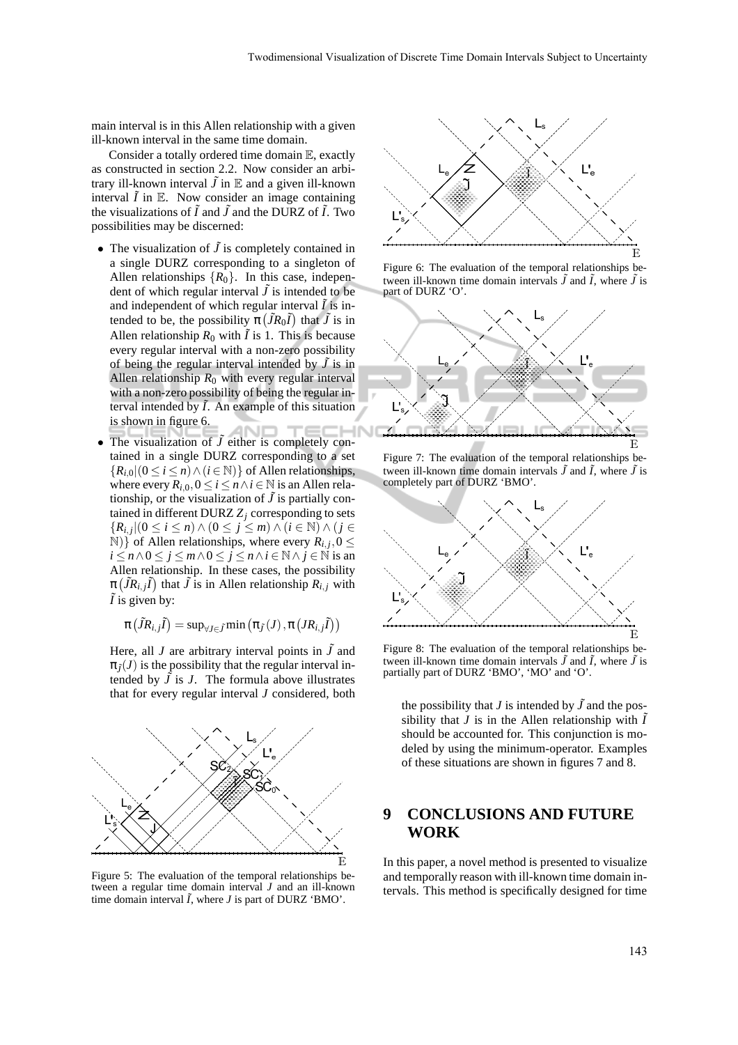main interval is in this Allen relationship with a given ill-known interval in the same time domain.

Consider a totally ordered time domain $\mathbb{E}$, exactly as constructed in section 2.2. Now consider an arbitrary ill-known interval $\tilde{J}$ in $\mathbb{E}$ and a given ill-known interval $\tilde{I}$ in $\mathbb{E}$. Now consider an image containing the visualizations of $\tilde{I}$ and $\tilde{J}$ and the DURZ of $\tilde{I}$. Two possibilities may be discerned:

- The visualization of $\tilde{J}$ is completely contained in a single DURZ corresponding to a singleton of Allen relationships $\{R_0\}$. In this case, independent of which regular interval $\tilde{J}$ is intended to be and independent of which regular interval $\tilde{I}$ is intended to be, the possibility $\pi\left(\tilde{J}R_0\tilde{I}\right)$ that $\tilde{J}$ is in Allen relationship $R_0$ with $\tilde{I}$ is 1. This is because every regular interval with a non-zero possibility of being the regular interval intended by $\tilde{J}$ is in Allen relationship $R_0$ with every regular interval with a non-zero possibility of being the regular interval intended by $\tilde{I}$. An example of this situation is shown in figure 6.
- The visualization of $\tilde{J}$ either is completely contained in a single DURZ corresponding to a set $\{R_{i,0}|(0 \leq i \leq n) \wedge (i \in \mathbb{N})\}$ of Allen relationships, where every $R_{i,0}, 0 \leq i \leq n \wedge i \in \mathbb{N}$ is an Allen relationship, or the visualization of $\tilde{J}$ is partially contained in different DURZ $Z_j$ corresponding to sets $\{R_{i,j}|(0 \leq i \leq n) \wedge (0 \leq j \leq m) \wedge (i \in \mathbb{N}) \wedge (j \in \mathbb{N})\}$ of Allen relationships, where every $R_{i,j}, 0 \leq i \leq n \wedge 0 \leq j \leq m \wedge 0 \leq j \leq n \wedge i \in \mathbb{N} \wedge j \in \mathbb{N}$ is an Allen relationship. In these cases, the possibility $\pi\left(\tilde{J}R_{i,j}\tilde{I}\right)$ that $\tilde{J}$ is in Allen relationship $R_{i,j}$ with $\tilde{I}$ is given by:

  $$\pi\left(\tilde{J}R_{i,j}\tilde{I}\right) = \sup_{\forall J \in \tilde{J}} \min\left(\pi_{\tilde{J}}(J), \pi\left(JR_{i,j}\tilde{I}\right)\right)$$

  Here, all $J$ are arbitrary interval points in $\tilde{J}$ and $\pi_{\tilde{J}}(J)$ is the possibility that the regular interval intended by $\tilde{J}$ is $J$. The formula above illustrates that for every regular interval $J$ considered, both the possibility that $J$ is intended by $\tilde{J}$ and the possibility that $J$ is in the Allen relationship with $\tilde{I}$ should be accounted for. This conjunction is modeled by using the minimum-operator. Examples of these situations are shown in figures 7 and 8.

Figure 5: The evaluation of the temporal relationships between a regular time domain interval $J$ and an ill-known time domain interval $\tilde{I}$, where $J$ is part of DURZ 'BMO'.

Figure 6: The evaluation of the temporal relationships between ill-known time domain intervals $\tilde{J}$ and $\tilde{I}$, where $\tilde{J}$ is part of DURZ 'O'.

Figure 7: The evaluation of the temporal relationships between ill-known time domain intervals $\tilde{J}$ and $\tilde{I}$, where $\tilde{J}$ is completely part of DURZ 'BMO'.

Figure 8: The evaluation of the temporal relationships between ill-known time domain intervals $\tilde{J}$ and $\tilde{I}$, where $\tilde{J}$ is partially part of DURZ 'BMO', 'MO' and 'O'.

# 9 CONCLUSIONS AND FUTURE WORK

In this paper, a novel method is presented to visualize and temporally reason with ill-known time domain intervals. This method is specifically designed for time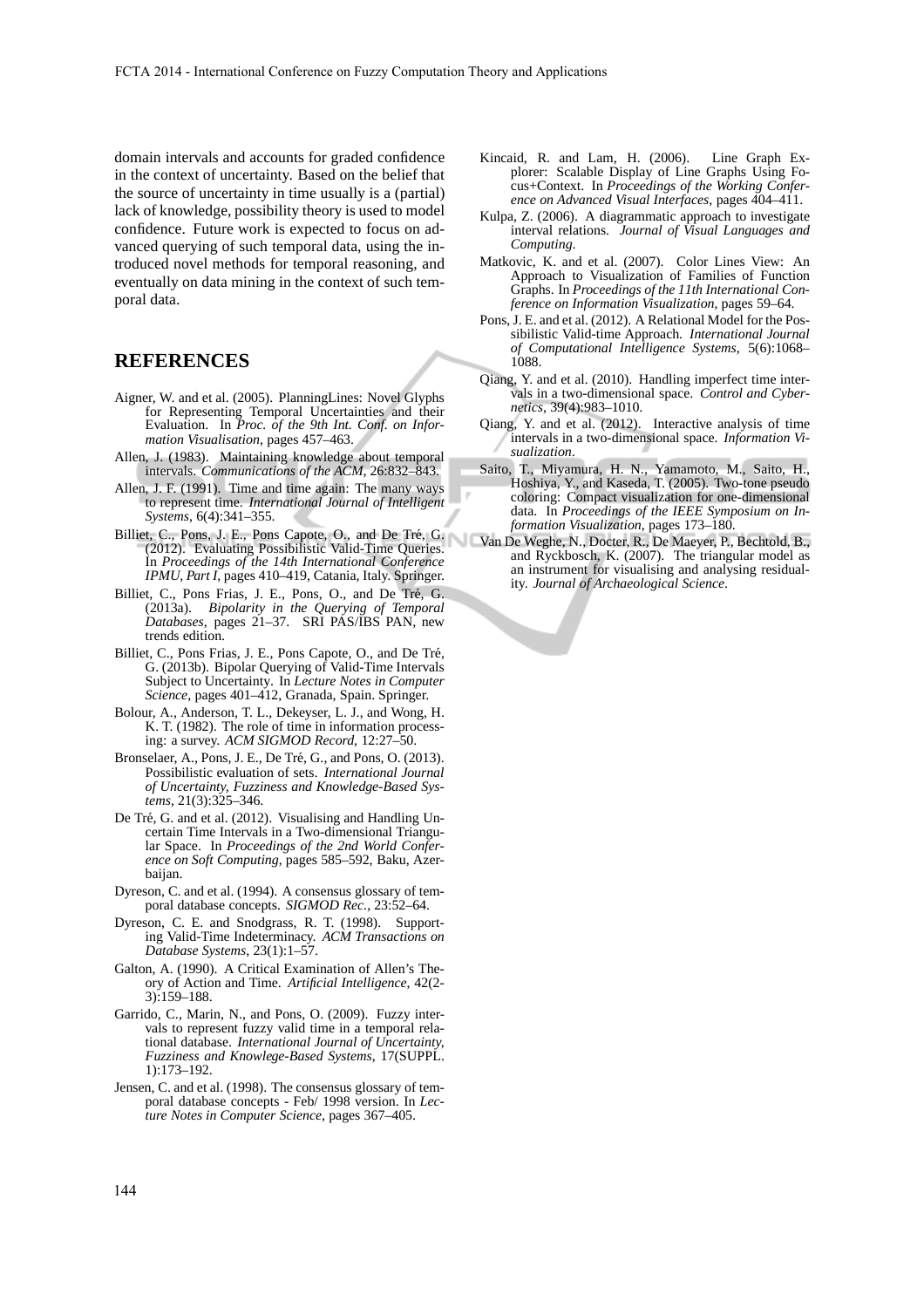domain intervals and accounts for graded confidence in the context of uncertainty. Based on the belief that the source of uncertainty in time usually is a (partial) lack of knowledge, possibility theory is used to model confidence. Future work is expected to focus on advanced querying of such temporal data, using the introduced novel methods for temporal reasoning, and eventually on data mining in the context of such temporal data.

## REFERENCES

Aigner, W. and et al. (2005). PlanningLines: Novel Glyphs for Representing Temporal Uncertainties and their Evaluation. In *Proc. of the 9th Int. Conf. on Information Visualisation*, pages 457–463.

Allen, J. (1983). Maintaining knowledge about temporal intervals. *Communications of the ACM*, 26:832–843.

Allen, J. F. (1991). Time and time again: The many ways to represent time. *International Journal of Intelligent Systems*, 6(4):341–355.

Billiet, C., Pons, J. E., Pons Capote, O., and De Tré, G. (2012). Evaluating Possibilistic Valid-Time Queries. In *Proceedings of the 14th International Conference IPMU, Part I*, pages 410–419, Catania, Italy. Springer.

Billiet, C., Pons Frias, J. E., Pons, O., and De Tré, G. (2013a). *Bipolarity in the Querying of Temporal Databases*, pages 21–37. SRI PAS/IBS PAN, new trends edition.

Billiet, C., Pons Frias, J. E., Pons Capote, O., and De Tré, G. (2013b). Bipolar Querying of Valid-Time Intervals Subject to Uncertainty. In *Lecture Notes in Computer Science*, pages 401–412, Granada, Spain. Springer.

Bolour, A., Anderson, T. L., Dekeyser, L. J., and Wong, H. K. T. (1982). The role of time in information processing: a survey. *ACM SIGMOD Record*, 12:27–50.

Bronselaer, A., Pons, J. E., De Tré, G., and Pons, O. (2013). Possibilistic evaluation of sets. *International Journal of Uncertainty, Fuzziness and Knowledge-Based Systems*, 21(3):325–346.

De Tré, G. and et al. (2012). Visualising and Handling Uncertain Time Intervals in a Two-dimensional Triangular Space. In *Proceedings of the 2nd World Conference on Soft Computing*, pages 585–592, Baku, Azerbaijan.

Dyreson, C. and et al. (1994). A consensus glossary of temporal database concepts. *SIGMOD Rec.*, 23:52–64.

Dyreson, C. E. and Snodgrass, R. T. (1998). Supporting Valid-Time Indeterminacy. *ACM Transactions on Database Systems*, 23(1):1–57.

Galton, A. (1990). A Critical Examination of Allen's Theory of Action and Time. *Artificial Intelligence*, 42(2-3):159–188.

Garrido, C., Marin, N., and Pons, O. (2009). Fuzzy intervals to represent fuzzy valid time in a temporal relational database. *International Journal of Uncertainty, Fuzziness and Knowlege-Based Systems*, 17(SUPPL. 1):173–192.

Jensen, C. and et al. (1998). The consensus glossary of temporal database concepts - Feb/ 1998 version. In *Lecture Notes in Computer Science*, pages 367–405.

Kincaid, R. and Lam, H. (2006). Line Graph Explorer: Scalable Display of Line Graphs Using Focus+Context. In *Proceedings of the Working Conference on Advanced Visual Interfaces*, pages 404–411.

Kulpa, Z. (2006). A diagrammatic approach to investigate interval relations. *Journal of Visual Languages and Computing*.

Matkovic, K. and et al. (2007). Color Lines View: An Approach to Visualization of Families of Function Graphs. In *Proceedings of the 11th International Conference on Information Visualization*, pages 59–64.

Pons, J. E. and et al. (2012). A Relational Model for the Possibilistic Valid-time Approach. *International Journal of Computational Intelligence Systems*, 5(6):1068–1088.

Qiang, Y. and et al. (2010). Handling imperfect time intervals in a two-dimensional space. *Control and Cybernetics*, 39(4):983–1010.

Qiang, Y. and et al. (2012). Interactive analysis of time intervals in a two-dimensional space. *Information Visualization*.

Saito, T., Miyamura, H. N., Yamamoto, M., Saito, H., Hoshiya, Y., and Kaseda, T. (2005). Two-tone pseudo coloring: Compact visualization for one-dimensional data. In *Proceedings of the IEEE Symposium on Information Visualization*, pages 173–180.

Van De Weghe, N., Docter, R., De Maeyer, P., Bechtold, B., and Ryckbosch, K. (2007). The triangular model as an instrument for visualising and analysing residuality. *Journal of Archaeological Science*.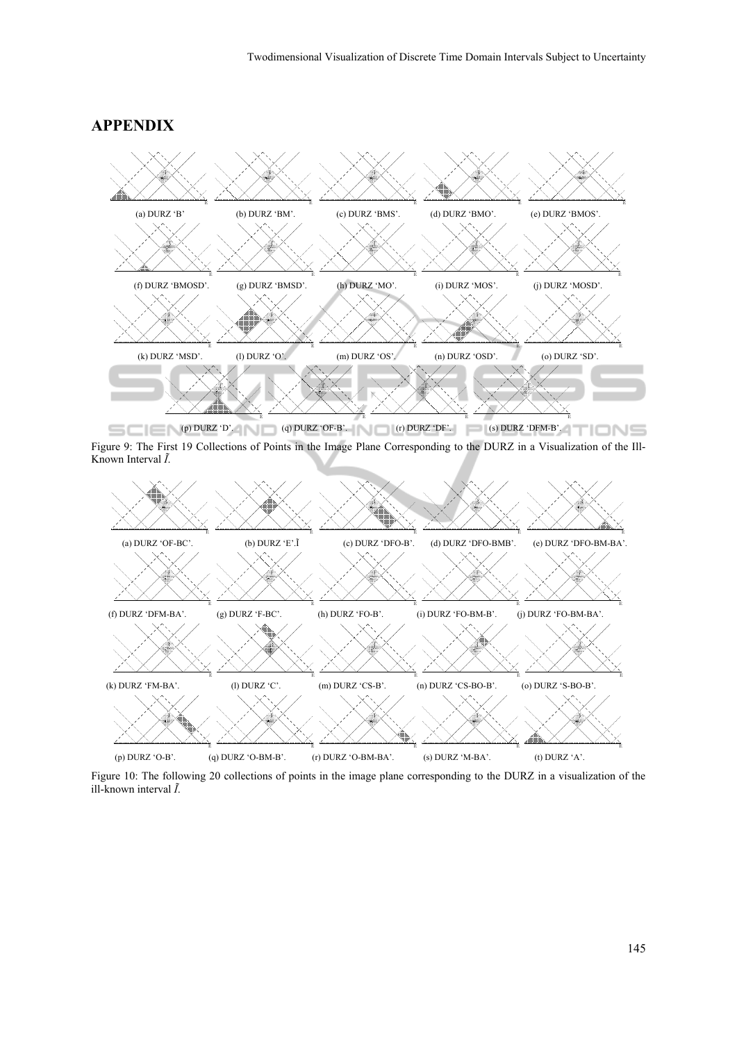## APPENDIX

(a) DURZ 'B'

(b) DURZ 'BM'.

(c) DURZ 'BMS'.

(d) DURZ 'BMO'.

(e) DURZ 'BMOS'.

(f) DURZ 'BMOSD'.

(g) DURZ 'BMSD'.

(h) DURZ 'MO'.

(i) DURZ 'MOS'.

(j) DURZ 'MOSD'.

(k) DURZ 'MSD'.

(l) DURZ 'O'.

(m) DURZ 'OS'.

(n) DURZ 'OSD'.

(o) DURZ 'SD'.

(p) DURZ 'D'.

(q) DURZ 'OF-B'.

(r) DURZ 'DF'.

(s) DURZ 'DFM-B'.

Figure 9: The First 19 Collections of Points in the Image Plane Corresponding to the DURZ in a Visualization of the Ill-Known Interval $\tilde{I}$.

(a) DURZ 'OF-BC'.

(b) DURZ 'E'.Ĩ

(c) DURZ 'DFO-B'.

(d) DURZ 'DFO-BMB'.

(e) DURZ 'DFO-BM-BA'.

(f) DURZ 'DFM-BA'.

(g) DURZ 'F-BC'.

(h) DURZ 'FO-B'.

(i) DURZ 'FO-BM-B'.

(j) DURZ 'FO-BM-BA'.

(k) DURZ 'FM-BA'.

(l) DURZ 'C'.

(m) DURZ 'CS-B'.

(n) DURZ 'CS-BO-B'.

(o) DURZ 'S-BO-B'.

(p) DURZ 'O-B'.

(q) DURZ 'O-BM-B'.

(r) DURZ 'O-BM-BA'.

(s) DURZ 'M-BA'.

(t) DURZ 'A'.

Figure 10: The following 20 collections of points in the image plane corresponding to the DURZ in a visualization of the ill-known interval $\tilde{I}$.